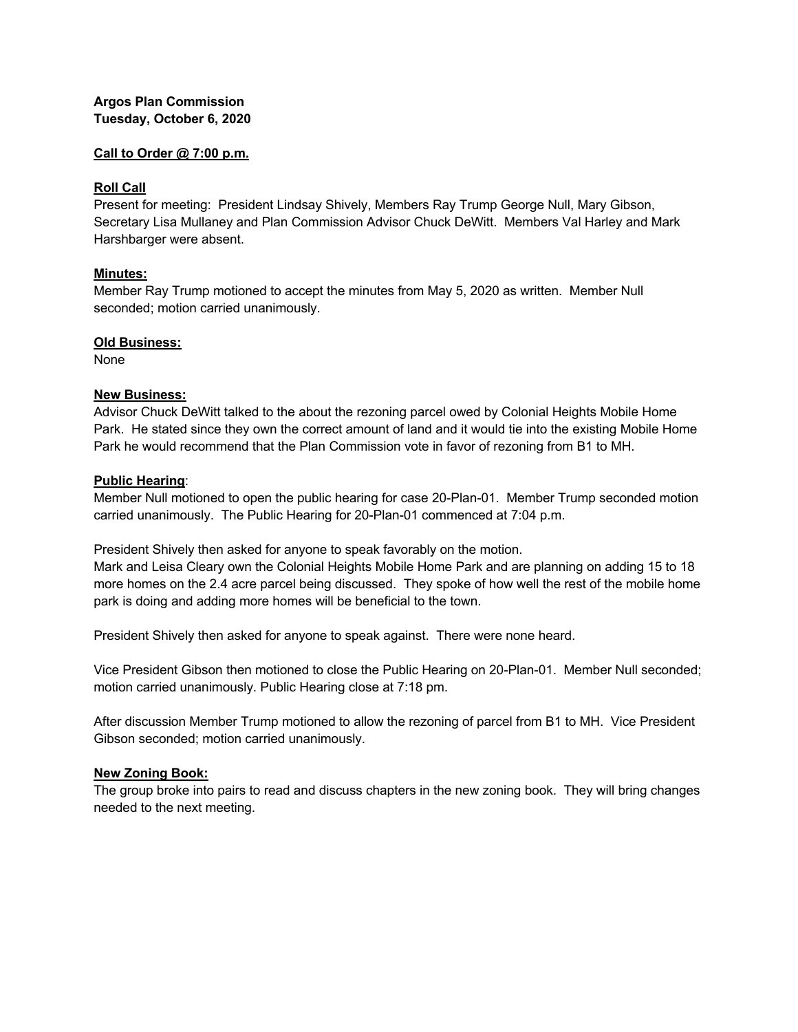**Argos Plan Commission**
**Tuesday, October 6, 2020**

**Call to Order @ 7:00 p.m.**

**Roll Call**

Present for meeting: President Lindsay Shively, Members Ray Trump George Null, Mary Gibson, Secretary Lisa Mullaney and Plan Commission Advisor Chuck DeWitt. Members Val Harley and Mark Harshbarger were absent.

**Minutes:**

Member Ray Trump motioned to accept the minutes from May 5, 2020 as written. Member Null seconded; motion carried unanimously.

**Old Business:**

None

**New Business:**

Advisor Chuck DeWitt talked to the about the rezoning parcel owed by Colonial Heights Mobile Home Park. He stated since they own the correct amount of land and it would tie into the existing Mobile Home Park he would recommend that the Plan Commission vote in favor of rezoning from B1 to MH.

**Public Hearing**:

Member Null motioned to open the public hearing for case 20-Plan-01. Member Trump seconded motion carried unanimously. The Public Hearing for 20-Plan-01 commenced at 7:04 p.m.

President Shively then asked for anyone to speak favorably on the motion.
Mark and Leisa Cleary own the Colonial Heights Mobile Home Park and are planning on adding 15 to 18 more homes on the 2.4 acre parcel being discussed. They spoke of how well the rest of the mobile home park is doing and adding more homes will be beneficial to the town.

President Shively then asked for anyone to speak against. There were none heard.

Vice President Gibson then motioned to close the Public Hearing on 20-Plan-01. Member Null seconded; motion carried unanimously. Public Hearing close at 7:18 pm.

After discussion Member Trump motioned to allow the rezoning of parcel from B1 to MH. Vice President Gibson seconded; motion carried unanimously.

**New Zoning Book:**

The group broke into pairs to read and discuss chapters in the new zoning book. They will bring changes needed to the next meeting.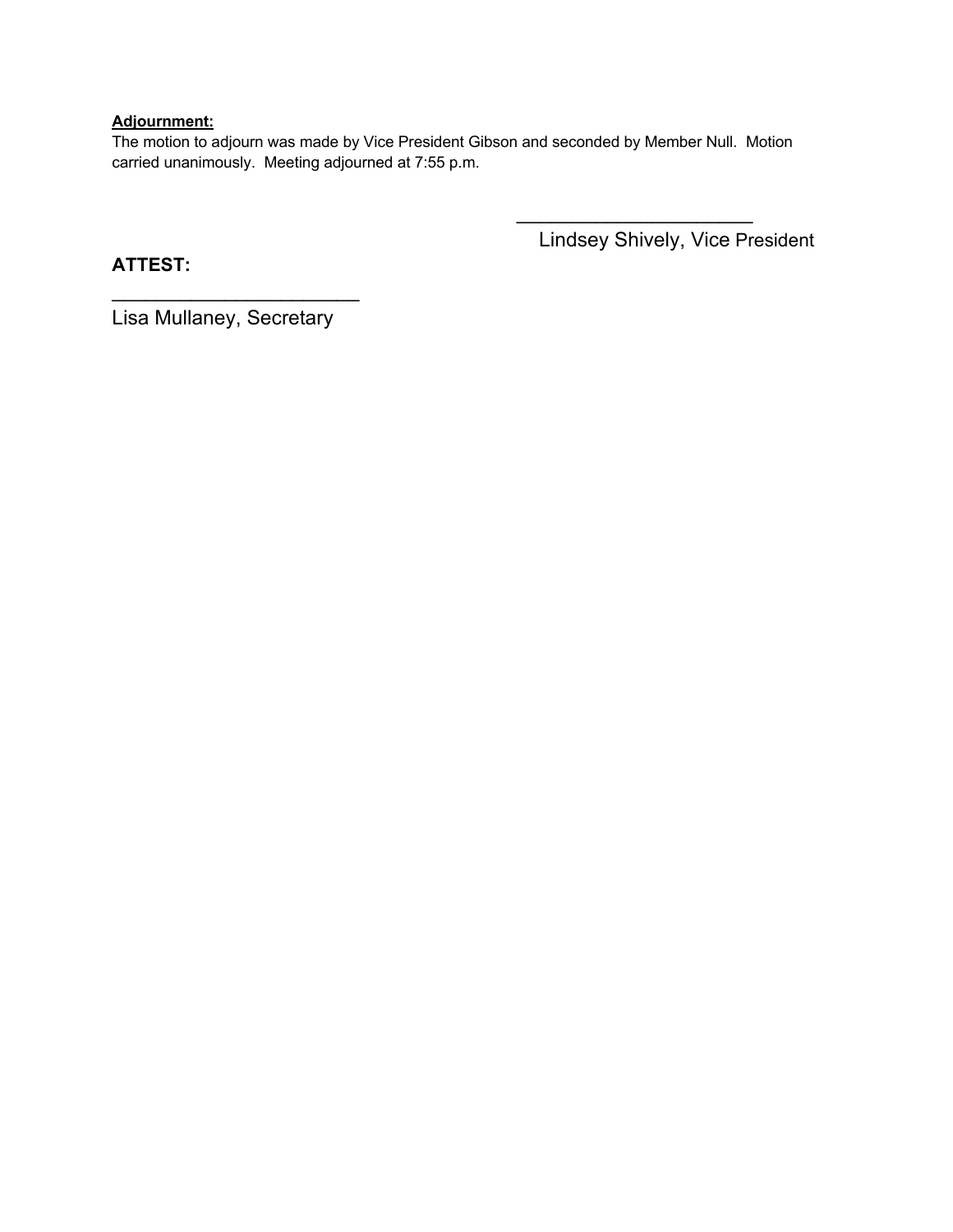**Adjournment:**
The motion to adjourn was made by Vice President Gibson and seconded by Member Null. Motion carried unanimously. Meeting adjourned at 7:55 p.m.

________________________
Lindsey Shively, Vice President

**ATTEST:**

________________________
Lisa Mullaney, Secretary